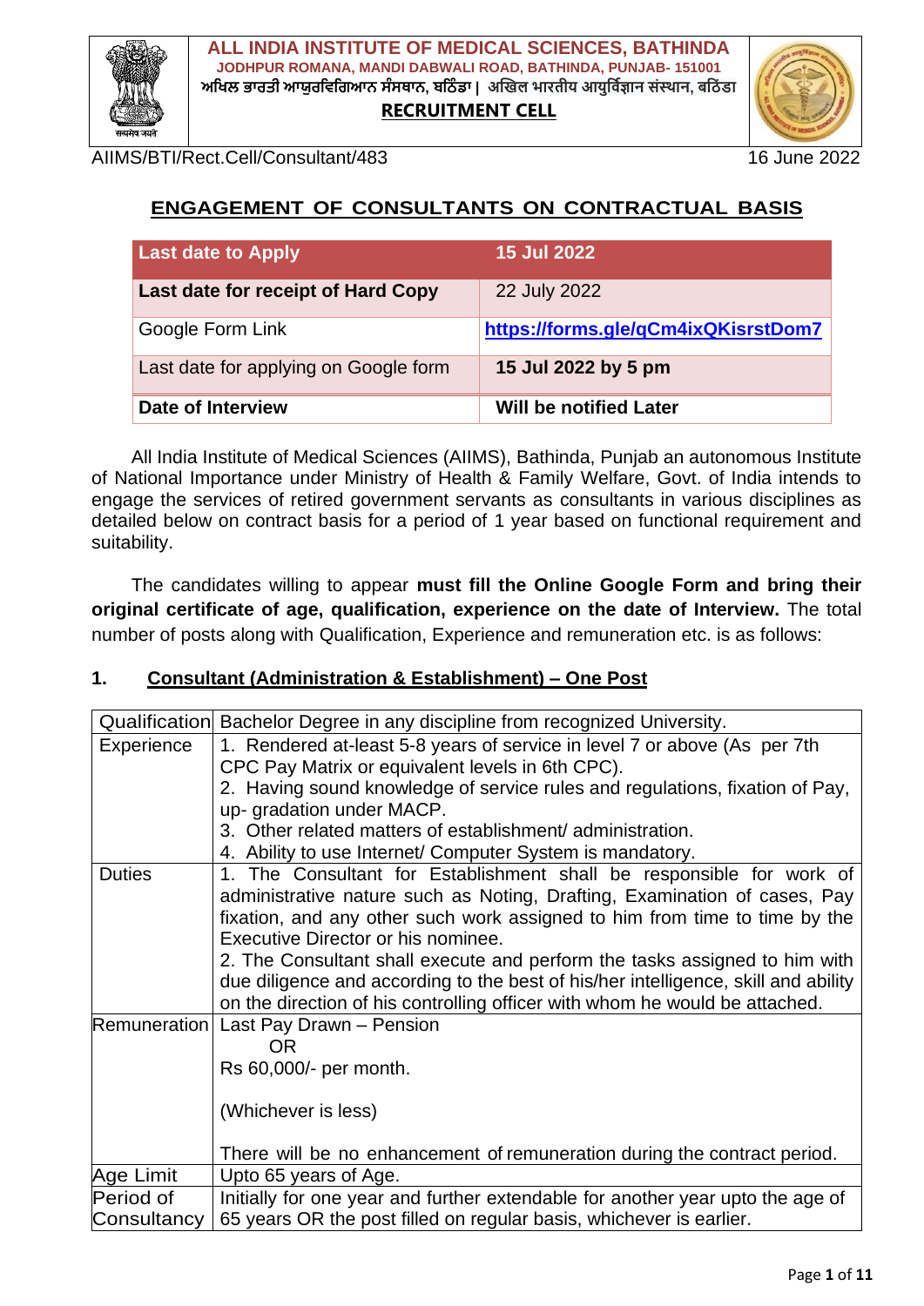# ALL INDIA INSTITUTE OF MEDICAL SCIENCES, BATHINDA

**JODHPUR ROMANA, MANDI DABWALI ROAD, BATHINDA, PUNJAB- 151001**

**ਅਖਿਲ ਭਾਰਤੀ ਆਯੁਰਵਿਗਿਆਨ ਸੰਸਥਾਨ, ਬਠਿੰਡਾ | अखिल भारतीय आयुर्विज्ञान संस्थान, बठिंडा**

**RECRUITMENT CELL**

AIIMS/BTI/Rect.Cell/Consultant/483 — 16 June 2022

## ENGAGEMENT OF CONSULTANTS ON CONTRACTUAL BASIS

| Last date to Apply | 15 Jul 2022 |
|---|---|
| **Last date for receipt of Hard Copy** | 22 July 2022 |
| Google Form Link | https://forms.gle/qCm4ixQKisrstDom7 |
| Last date for applying on Google form | **15 Jul 2022 by 5 pm** |
| **Date of Interview** | **Will be notified Later** |

All India Institute of Medical Sciences (AIIMS), Bathinda, Punjab an autonomous Institute of National Importance under Ministry of Health & Family Welfare, Govt. of India intends to engage the services of retired government servants as consultants in various disciplines as detailed below on contract basis for a period of 1 year based on functional requirement and suitability.

The candidates willing to appear **must fill the Online Google Form and bring their original certificate of age, qualification, experience on the date of Interview.** The total number of posts along with Qualification, Experience and remuneration etc. is as follows:

### 1. Consultant (Administration & Establishment) – One Post

| Qualification | Bachelor Degree in any discipline from recognized University. |
|---|---|
| Experience | 1. Rendered at-least 5-8 years of service in level 7 or above (As per 7th CPC Pay Matrix or equivalent levels in 6th CPC).<br>2. Having sound knowledge of service rules and regulations, fixation of Pay, up- gradation under MACP.<br>3. Other related matters of establishment/ administration.<br>4. Ability to use Internet/ Computer System is mandatory. |
| Duties | 1. The Consultant for Establishment shall be responsible for work of administrative nature such as Noting, Drafting, Examination of cases, Pay fixation, and any other such work assigned to him from time to time by the Executive Director or his nominee.<br>2. The Consultant shall execute and perform the tasks assigned to him with due diligence and according to the best of his/her intelligence, skill and ability on the direction of his controlling officer with whom he would be attached. |
| Remuneration | Last Pay Drawn – Pension<br>OR<br>Rs 60,000/- per month.<br><br>(Whichever is less)<br><br>There will be no enhancement of remuneration during the contract period. |
| Age Limit | Upto 65 years of Age. |
| Period of Consultancy | Initially for one year and further extendable for another year upto the age of 65 years OR the post filled on regular basis, whichever is earlier. |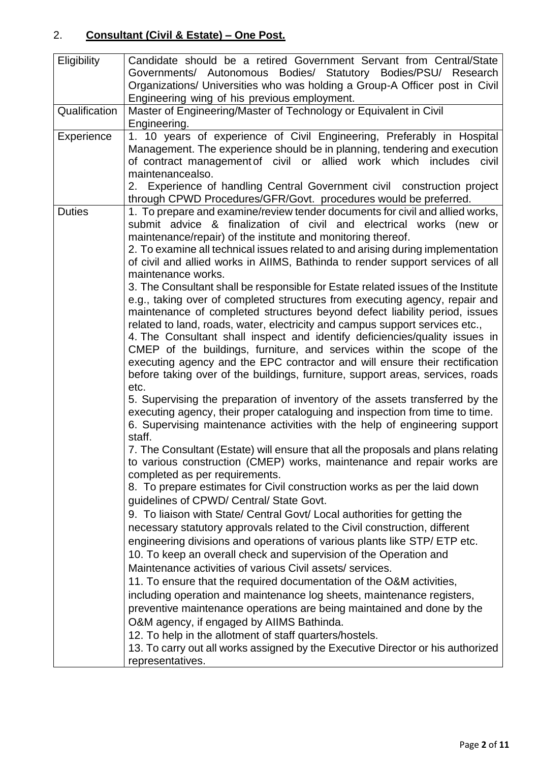## 2. **Consultant (Civil & Estate) – One Post.**

| Eligibility | Candidate should be a retired Government Servant from Central/State Governments/ Autonomous Bodies/ Statutory Bodies/PSU/ Research Organizations/ Universities who was holding a Group-A Officer post in Civil Engineering wing of his previous employment. |
|---|---|
| Qualification | Master of Engineering/Master of Technology or Equivalent in Civil Engineering. |
| Experience | 1. 10 years of experience of Civil Engineering, Preferably in Hospital Management. The experience should be in planning, tendering and execution of contract management of civil or allied work which includes civil maintenancealso.<br>2. Experience of handling Central Government civil construction project through CPWD Procedures/GFR/Govt. procedures would be preferred. |
| Duties | 1. To prepare and examine/review tender documents for civil and allied works, submit advice & finalization of civil and electrical works (new or maintenance/repair) of the institute and monitoring thereof.<br>2. To examine all technical issues related to and arising during implementation of civil and allied works in AIIMS, Bathinda to render support services of all maintenance works.<br>3. The Consultant shall be responsible for Estate related issues of the Institute e.g., taking over of completed structures from executing agency, repair and maintenance of completed structures beyond defect liability period, issues related to land, roads, water, electricity and campus support services etc.,<br>4. The Consultant shall inspect and identify deficiencies/quality issues in CMEP of the buildings, furniture, and services within the scope of the executing agency and the EPC contractor and will ensure their rectification before taking over of the buildings, furniture, support areas, services, roads etc.<br>5. Supervising the preparation of inventory of the assets transferred by the executing agency, their proper cataloguing and inspection from time to time.<br>6. Supervising maintenance activities with the help of engineering support staff.<br>7. The Consultant (Estate) will ensure that all the proposals and plans relating to various construction (CMEP) works, maintenance and repair works are completed as per requirements.<br>8. To prepare estimates for Civil construction works as per the laid down guidelines of CPWD/ Central/ State Govt.<br>9. To liaison with State/ Central Govt/ Local authorities for getting the necessary statutory approvals related to the Civil construction, different engineering divisions and operations of various plants like STP/ ETP etc.<br>10. To keep an overall check and supervision of the Operation and Maintenance activities of various Civil assets/ services.<br>11. To ensure that the required documentation of the O&M activities, including operation and maintenance log sheets, maintenance registers, preventive maintenance operations are being maintained and done by the O&M agency, if engaged by AIIMS Bathinda.<br>12. To help in the allotment of staff quarters/hostels.<br>13. To carry out all works assigned by the Executive Director or his authorized representatives. |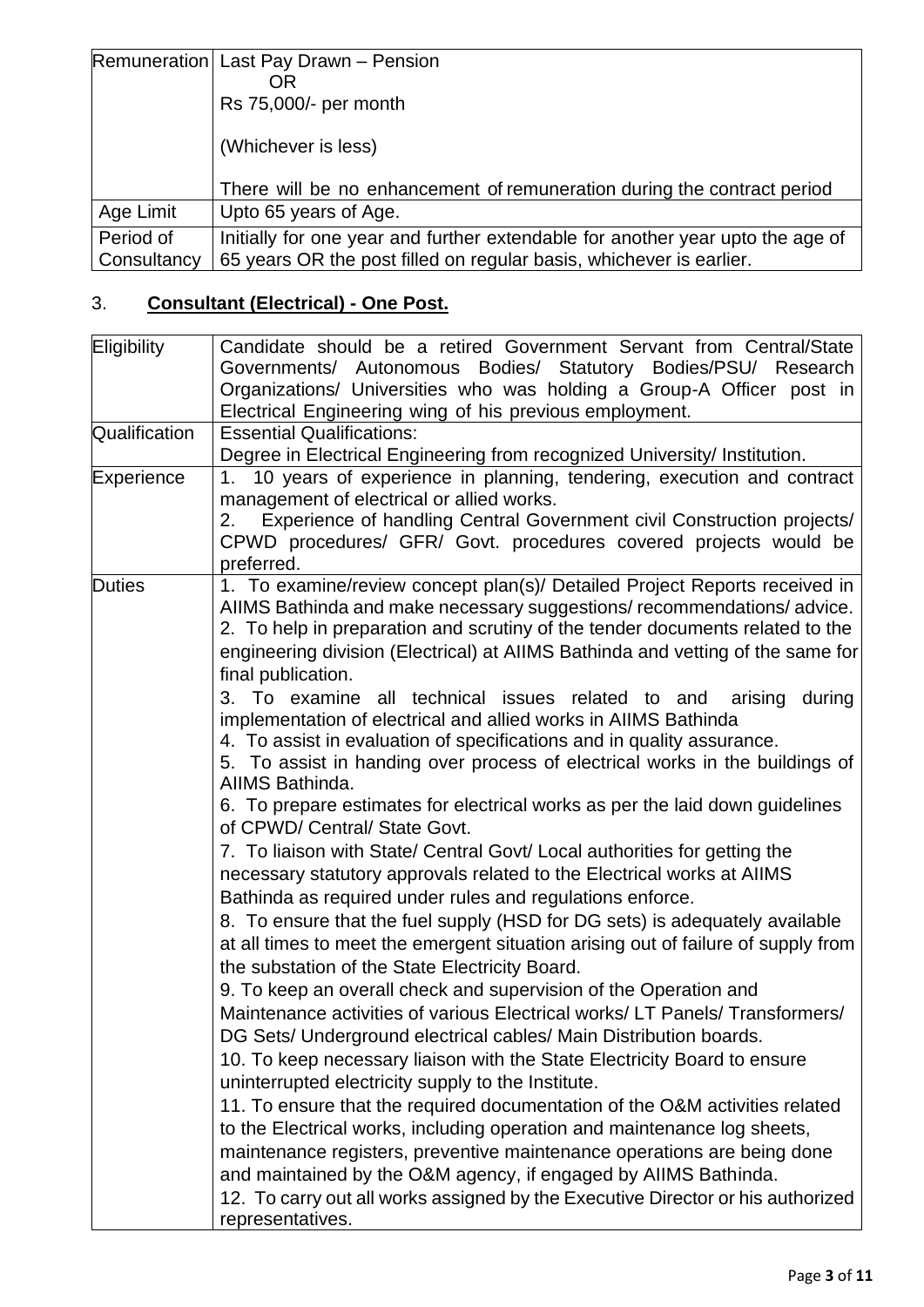| | |
|---|---|
| Remuneration | Last Pay Drawn – Pension<br>OR<br>Rs 75,000/- per month<br><br>(Whichever is less)<br><br>There will be no enhancement of remuneration during the contract period |
| Age Limit | Upto 65 years of Age. |
| Period of Consultancy | Initially for one year and further extendable for another year upto the age of 65 years OR the post filled on regular basis, whichever is earlier. |

3. **Consultant (Electrical) - One Post.**

| | |
|---|---|
| Eligibility | Candidate should be a retired Government Servant from Central/State Governments/ Autonomous Bodies/ Statutory Bodies/PSU/ Research Organizations/ Universities who was holding a Group-A Officer post in Electrical Engineering wing of his previous employment. |
| Qualification | Essential Qualifications:<br>Degree in Electrical Engineering from recognized University/ Institution. |
| Experience | 1. 10 years of experience in planning, tendering, execution and contract management of electrical or allied works.<br>2. Experience of handling Central Government civil Construction projects/ CPWD procedures/ GFR/ Govt. procedures covered projects would be preferred. |
| Duties | 1. To examine/review concept plan(s)/ Detailed Project Reports received in AIIMS Bathinda and make necessary suggestions/ recommendations/ advice.<br>2. To help in preparation and scrutiny of the tender documents related to the engineering division (Electrical) at AIIMS Bathinda and vetting of the same for final publication.<br>3. To examine all technical issues related to and arising during implementation of electrical and allied works in AIIMS Bathinda<br>4. To assist in evaluation of specifications and in quality assurance.<br>5. To assist in handing over process of electrical works in the buildings of AIIMS Bathinda.<br>6. To prepare estimates for electrical works as per the laid down guidelines of CPWD/ Central/ State Govt.<br>7. To liaison with State/ Central Govt/ Local authorities for getting the necessary statutory approvals related to the Electrical works at AIIMS Bathinda as required under rules and regulations enforce.<br>8. To ensure that the fuel supply (HSD for DG sets) is adequately available at all times to meet the emergent situation arising out of failure of supply from the substation of the State Electricity Board.<br>9. To keep an overall check and supervision of the Operation and Maintenance activities of various Electrical works/ LT Panels/ Transformers/ DG Sets/ Underground electrical cables/ Main Distribution boards.<br>10. To keep necessary liaison with the State Electricity Board to ensure uninterrupted electricity supply to the Institute.<br>11. To ensure that the required documentation of the O&M activities related to the Electrical works, including operation and maintenance log sheets, maintenance registers, preventive maintenance operations are being done and maintained by the O&M agency, if engaged by AIIMS Bathinda.<br>12. To carry out all works assigned by the Executive Director or his authorized representatives. |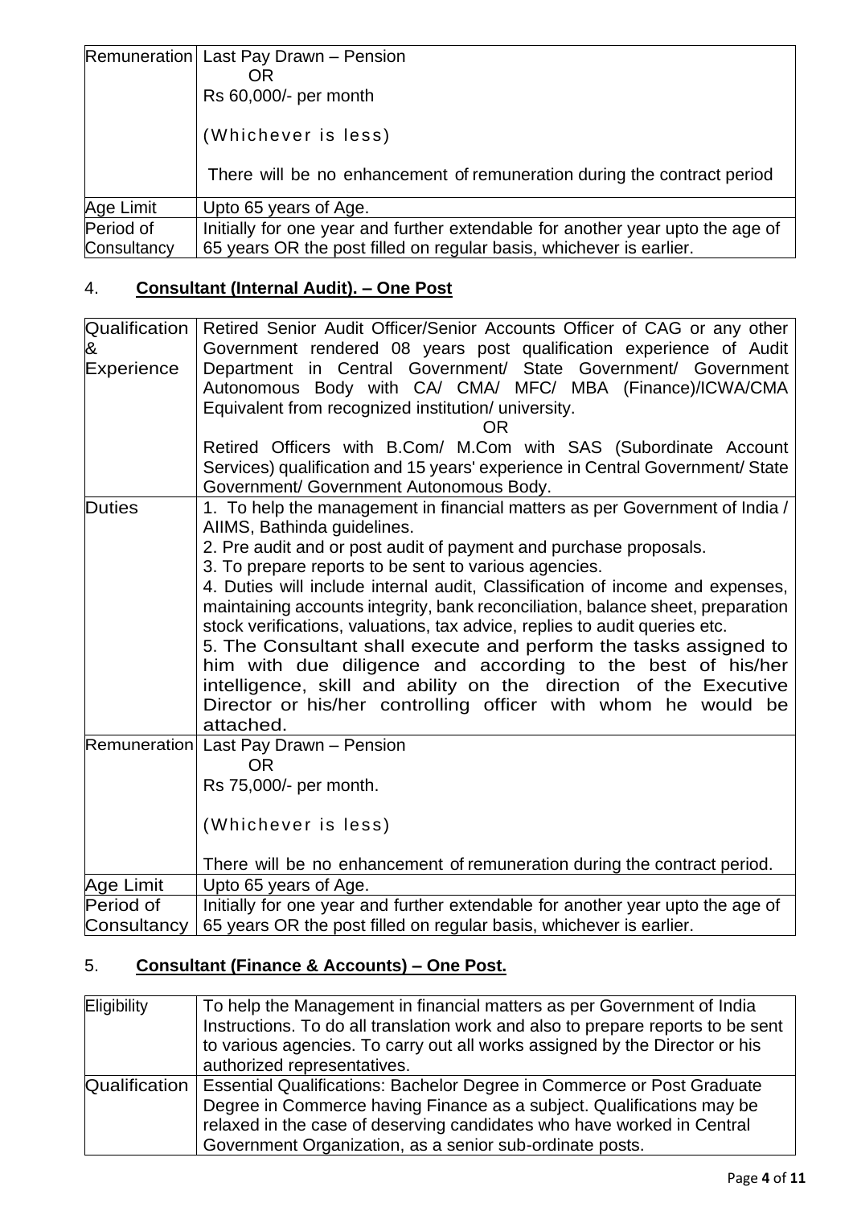| Remuneration | Last Pay Drawn – Pension<br>OR<br>Rs 60,000/- per month<br><br>(Whichever is less)<br><br>There will be no enhancement of remuneration during the contract period |
|---|---|
| Age Limit | Upto 65 years of Age. |
| Period of Consultancy | Initially for one year and further extendable for another year upto the age of 65 years OR the post filled on regular basis, whichever is earlier. |

## 4. **Consultant (Internal Audit). – One Post**

| Qualification & Experience | Retired Senior Audit Officer/Senior Accounts Officer of CAG or any other Government rendered 08 years post qualification experience of Audit Department in Central Government/ State Government/ Government Autonomous Body with CA/ CMA/ MFC/ MBA (Finance)/ICWA/CMA Equivalent from recognized institution/ university.<br>OR<br>Retired Officers with B.Com/ M.Com with SAS (Subordinate Account Services) qualification and 15 years' experience in Central Government/ State Government/ Government Autonomous Body. |
|---|---|
| Duties | 1. To help the management in financial matters as per Government of India / AIIMS, Bathinda guidelines.<br>2. Pre audit and or post audit of payment and purchase proposals.<br>3. To prepare reports to be sent to various agencies.<br>4. Duties will include internal audit, Classification of income and expenses, maintaining accounts integrity, bank reconciliation, balance sheet, preparation stock verifications, valuations, tax advice, replies to audit queries etc.<br>5. The Consultant shall execute and perform the tasks assigned to him with due diligence and according to the best of his/her intelligence, skill and ability on the direction of the Executive Director or his/her controlling officer with whom he would be attached. |
| Remuneration | Last Pay Drawn – Pension<br>OR<br>Rs 75,000/- per month.<br><br>(Whichever is less)<br><br>There will be no enhancement of remuneration during the contract period. |
| Age Limit | Upto 65 years of Age. |
| Period of Consultancy | Initially for one year and further extendable for another year upto the age of 65 years OR the post filled on regular basis, whichever is earlier. |

## 5. **Consultant (Finance & Accounts) – One Post.**

| Eligibility | To help the Management in financial matters as per Government of India Instructions. To do all translation work and also to prepare reports to be sent to various agencies. To carry out all works assigned by the Director or his authorized representatives. |
|---|---|
| Qualification | Essential Qualifications: Bachelor Degree in Commerce or Post Graduate Degree in Commerce having Finance as a subject. Qualifications may be relaxed in the case of deserving candidates who have worked in Central Government Organization, as a senior sub-ordinate posts. |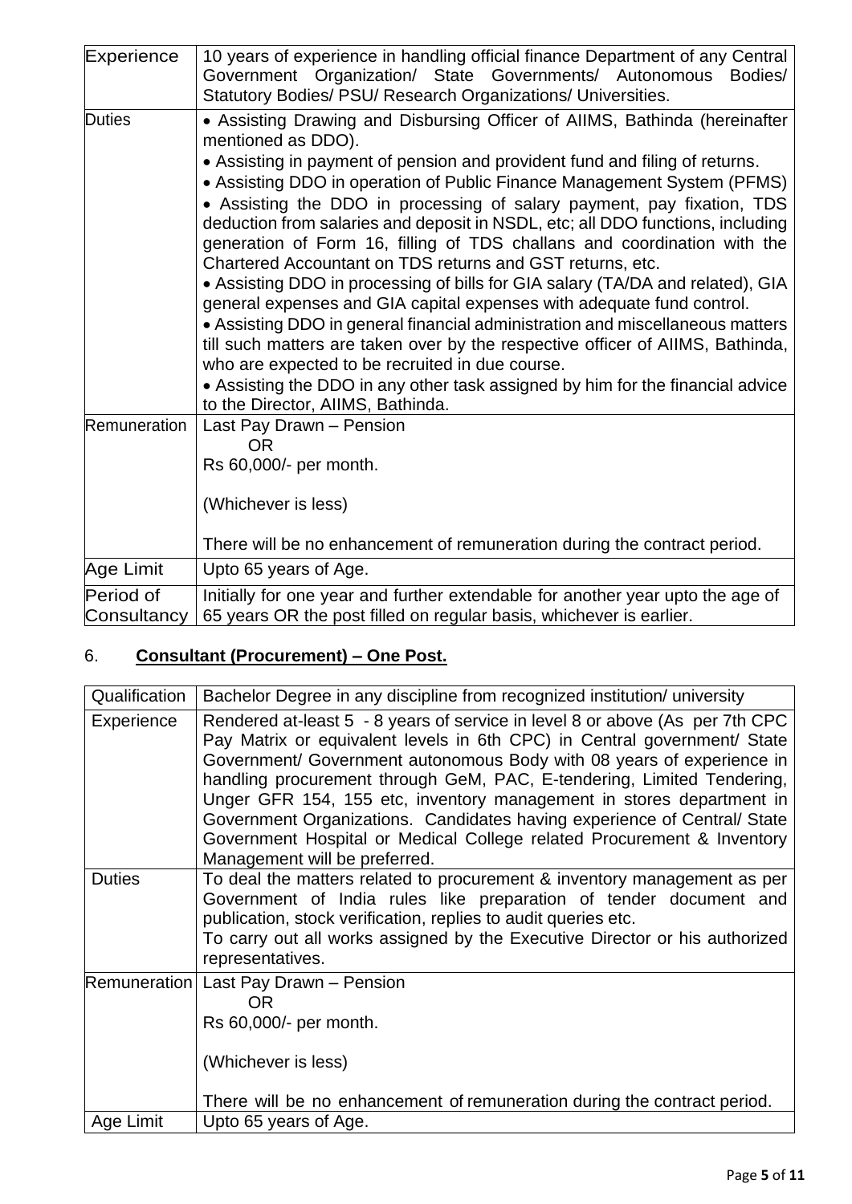| Experience | 10 years of experience in handling official finance Department of any Central Government Organization/ State Governments/ Autonomous Bodies/ Statutory Bodies/ PSU/ Research Organizations/ Universities. |
|---|---|
| Duties | • Assisting Drawing and Disbursing Officer of AIIMS, Bathinda (hereinafter mentioned as DDO).<br>• Assisting in payment of pension and provident fund and filing of returns.<br>• Assisting DDO in operation of Public Finance Management System (PFMS)<br>• Assisting the DDO in processing of salary payment, pay fixation, TDS deduction from salaries and deposit in NSDL, etc; all DDO functions, including generation of Form 16, filling of TDS challans and coordination with the Chartered Accountant on TDS returns and GST returns, etc.<br>• Assisting DDO in processing of bills for GIA salary (TA/DA and related), GIA general expenses and GIA capital expenses with adequate fund control.<br>• Assisting DDO in general financial administration and miscellaneous matters till such matters are taken over by the respective officer of AIIMS, Bathinda, who are expected to be recruited in due course.<br>• Assisting the DDO in any other task assigned by him for the financial advice to the Director, AIIMS, Bathinda. |
| Remuneration | Last Pay Drawn – Pension<br>OR<br>Rs 60,000/- per month.<br><br>(Whichever is less)<br><br>There will be no enhancement of remuneration during the contract period. |
| Age Limit | Upto 65 years of Age. |
| Period of Consultancy | Initially for one year and further extendable for another year upto the age of 65 years OR the post filled on regular basis, whichever is earlier. |

6. **Consultant (Procurement) – One Post.**

| Qualification | Bachelor Degree in any discipline from recognized institution/ university |
|---|---|
| Experience | Rendered at-least 5 - 8 years of service in level 8 or above (As per 7th CPC Pay Matrix or equivalent levels in 6th CPC) in Central government/ State Government/ Government autonomous Body with 08 years of experience in handling procurement through GeM, PAC, E-tendering, Limited Tendering, Unger GFR 154, 155 etc, inventory management in stores department in Government Organizations. Candidates having experience of Central/ State Government Hospital or Medical College related Procurement & Inventory Management will be preferred. |
| Duties | To deal the matters related to procurement & inventory management as per Government of India rules like preparation of tender document and publication, stock verification, replies to audit queries etc.<br>To carry out all works assigned by the Executive Director or his authorized representatives. |
| Remuneration | Last Pay Drawn – Pension<br>OR<br>Rs 60,000/- per month.<br><br>(Whichever is less)<br><br>There will be no enhancement of remuneration during the contract period. |
| Age Limit | Upto 65 years of Age. |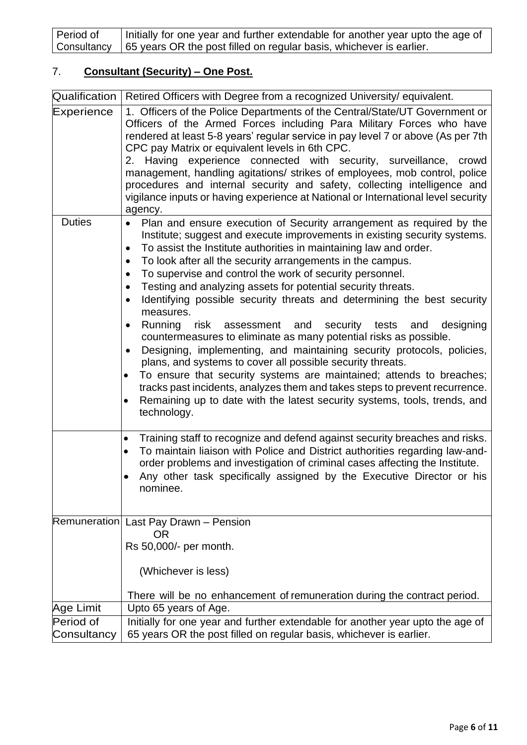| Period of Consultancy | Initially for one year and further extendable for another year upto the age of 65 years OR the post filled on regular basis, whichever is earlier. |
|---|---|

7. **Consultant (Security) – One Post.**

| Qualification | Retired Officers with Degree from a recognized University/ equivalent. |
|---|---|
| Experience | 1. Officers of the Police Departments of the Central/State/UT Government or Officers of the Armed Forces including Para Military Forces who have rendered at least 5-8 years' regular service in pay level 7 or above (As per 7th CPC pay Matrix or equivalent levels in 6th CPC. <br> 2. Having experience connected with security, surveillance, crowd management, handling agitations/ strikes of employees, mob control, police procedures and internal security and safety, collecting intelligence and vigilance inputs or having experience at National or International level security agency. |
| Duties | • Plan and ensure execution of Security arrangement as required by the Institute; suggest and execute improvements in existing security systems. <br> • To assist the Institute authorities in maintaining law and order. <br> • To look after all the security arrangements in the campus. <br> • To supervise and control the work of security personnel. <br> • Testing and analyzing assets for potential security threats. <br> • Identifying possible security threats and determining the best security measures. <br> • Running risk assessment and security tests and designing countermeasures to eliminate as many potential risks as possible. <br> • Designing, implementing, and maintaining security protocols, policies, plans, and systems to cover all possible security threats. <br> • To ensure that security systems are maintained; attends to breaches; tracks past incidents, analyzes them and takes steps to prevent recurrence. <br> • Remaining up to date with the latest security systems, tools, trends, and technology. |
| | • Training staff to recognize and defend against security breaches and risks. <br> • To maintain liaison with Police and District authorities regarding law-and-order problems and investigation of criminal cases affecting the Institute. <br> • Any other task specifically assigned by the Executive Director or his nominee. |
| Remuneration | Last Pay Drawn – Pension <br> OR <br> Rs 50,000/- per month. <br> (Whichever is less) <br> There will be no enhancement of remuneration during the contract period. |
| Age Limit | Upto 65 years of Age. |
| Period of Consultancy | Initially for one year and further extendable for another year upto the age of 65 years OR the post filled on regular basis, whichever is earlier. |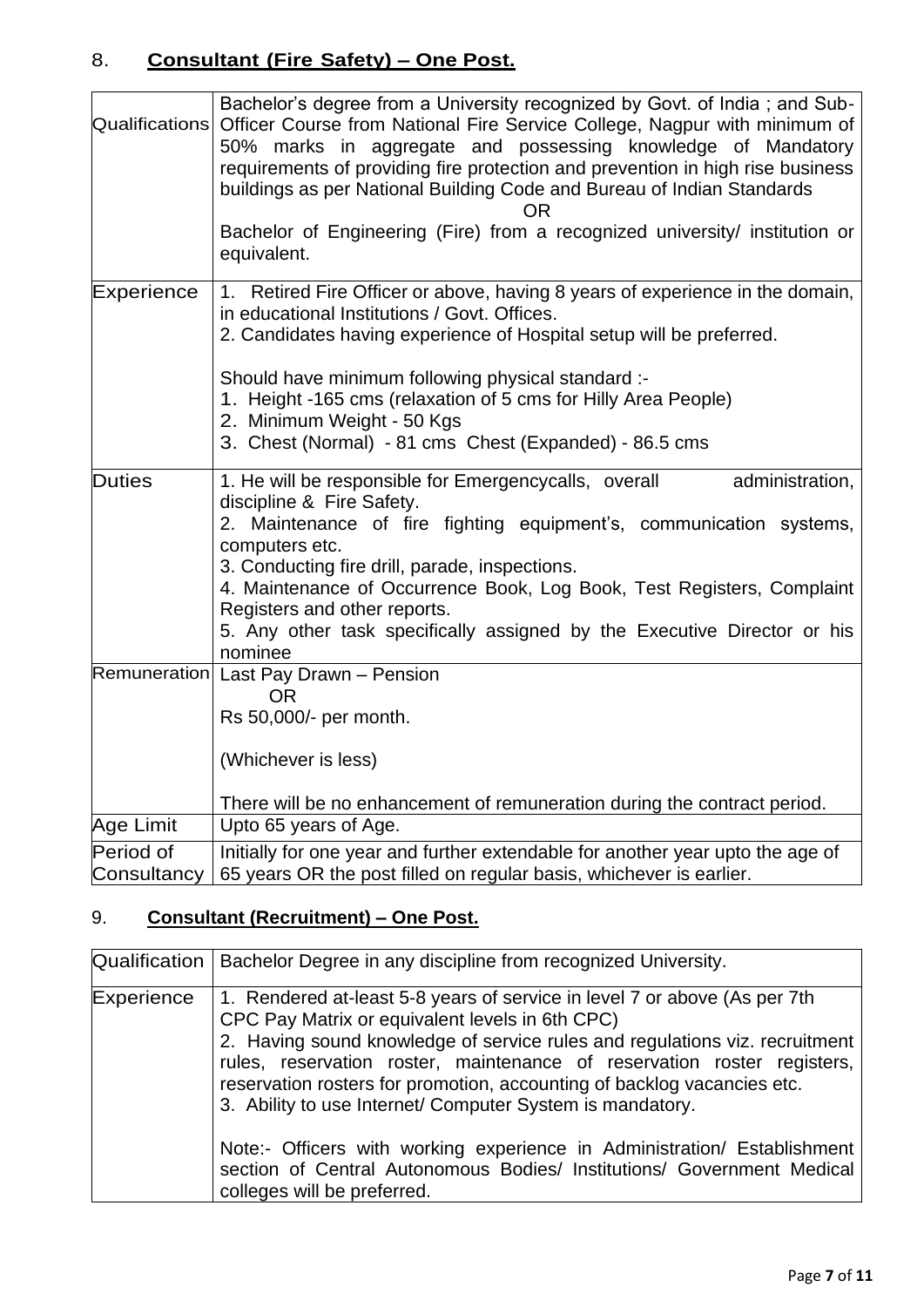## 8. **Consultant (Fire Safety) – One Post.**

| | |
|---|---|
| Qualifications | Bachelor's degree from a University recognized by Govt. of India ; and Sub-Officer Course from National Fire Service College, Nagpur with minimum of 50% marks in aggregate and possessing knowledge of Mandatory requirements of providing fire protection and prevention in high rise business buildings as per National Building Code and Bureau of Indian Standards<br>OR<br>Bachelor of Engineering (Fire) from a recognized university/ institution or equivalent. |
| Experience | 1. Retired Fire Officer or above, having 8 years of experience in the domain, in educational Institutions / Govt. Offices.<br>2. Candidates having experience of Hospital setup will be preferred.<br><br>Should have minimum following physical standard :-<br>1. Height -165 cms (relaxation of 5 cms for Hilly Area People)<br>2. Minimum Weight - 50 Kgs<br>3. Chest (Normal) - 81 cms Chest (Expanded) - 86.5 cms |
| Duties | 1. He will be responsible for Emergencycalls, overall administration, discipline & Fire Safety.<br>2. Maintenance of fire fighting equipment's, communication systems, computers etc.<br>3. Conducting fire drill, parade, inspections.<br>4. Maintenance of Occurrence Book, Log Book, Test Registers, Complaint Registers and other reports.<br>5. Any other task specifically assigned by the Executive Director or his nominee |
| Remuneration | Last Pay Drawn – Pension<br>OR<br>Rs 50,000/- per month.<br><br>(Whichever is less)<br><br>There will be no enhancement of remuneration during the contract period. |
| Age Limit | Upto 65 years of Age. |
| Period of Consultancy | Initially for one year and further extendable for another year upto the age of 65 years OR the post filled on regular basis, whichever is earlier. |

## 9. **Consultant (Recruitment) – One Post.**

| | |
|---|---|
| Qualification | Bachelor Degree in any discipline from recognized University. |
| Experience | 1. Rendered at-least 5-8 years of service in level 7 or above (As per 7th CPC Pay Matrix or equivalent levels in 6th CPC)<br>2. Having sound knowledge of service rules and regulations viz. recruitment rules, reservation roster, maintenance of reservation roster registers, reservation rosters for promotion, accounting of backlog vacancies etc.<br>3. Ability to use Internet/ Computer System is mandatory.<br><br>Note:- Officers with working experience in Administration/ Establishment section of Central Autonomous Bodies/ Institutions/ Government Medical colleges will be preferred. |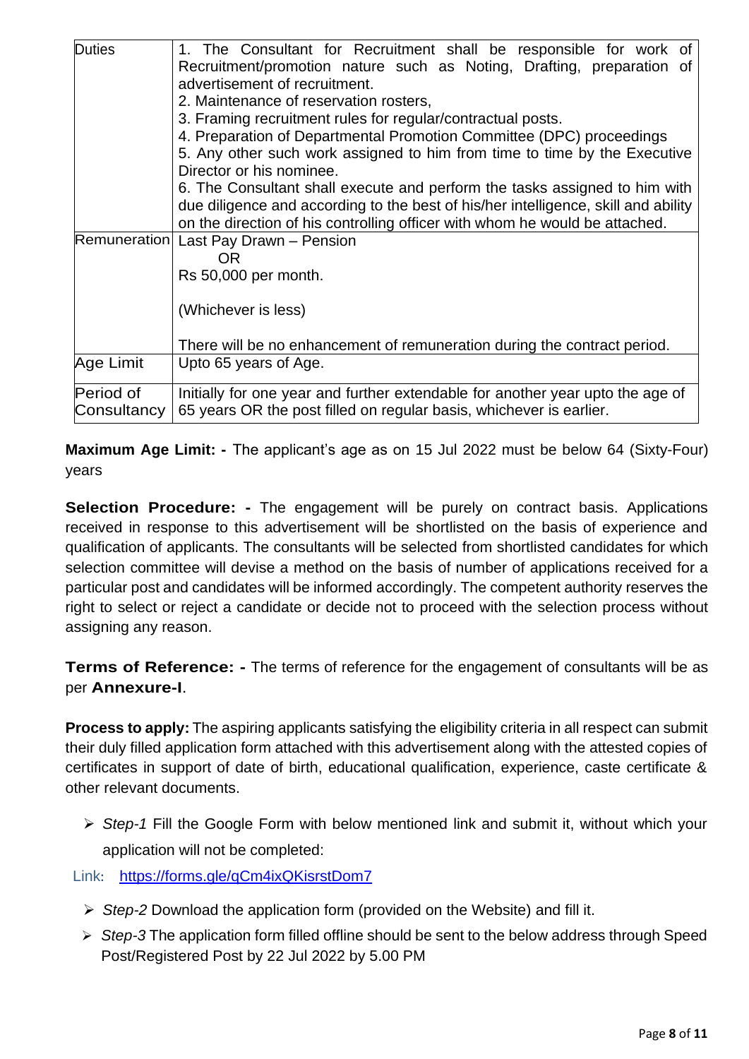| Duties | 1. The Consultant for Recruitment shall be responsible for work of Recruitment/promotion nature such as Noting, Drafting, preparation of advertisement of recruitment.<br>2. Maintenance of reservation rosters,<br>3. Framing recruitment rules for regular/contractual posts.<br>4. Preparation of Departmental Promotion Committee (DPC) proceedings<br>5. Any other such work assigned to him from time to time by the Executive Director or his nominee.<br>6. The Consultant shall execute and perform the tasks assigned to him with due diligence and according to the best of his/her intelligence, skill and ability on the direction of his controlling officer with whom he would be attached. |
|---|---|
| Remuneration | Last Pay Drawn – Pension<br>OR<br>Rs 50,000 per month.<br><br>(Whichever is less)<br><br>There will be no enhancement of remuneration during the contract period. |
| Age Limit | Upto 65 years of Age. |
| Period of Consultancy | Initially for one year and further extendable for another year upto the age of 65 years OR the post filled on regular basis, whichever is earlier. |

**Maximum Age Limit: -** The applicant's age as on 15 Jul 2022 must be below 64 (Sixty-Four) years

**Selection Procedure: -** The engagement will be purely on contract basis. Applications received in response to this advertisement will be shortlisted on the basis of experience and qualification of applicants. The consultants will be selected from shortlisted candidates for which selection committee will devise a method on the basis of number of applications received for a particular post and candidates will be informed accordingly. The competent authority reserves the right to select or reject a candidate or decide not to proceed with the selection process without assigning any reason.

**Terms of Reference: -** The terms of reference for the engagement of consultants will be as per **Annexure-I**.

**Process to apply:** The aspiring applicants satisfying the eligibility criteria in all respect can submit their duly filled application form attached with this advertisement along with the attested copies of certificates in support of date of birth, educational qualification, experience, caste certificate & other relevant documents.

- *Step-1* Fill the Google Form with below mentioned link and submit it, without which your application will not be completed:

Link: https://forms.gle/qCm4ixQKisrstDom7

- *Step-2* Download the application form (provided on the Website) and fill it.
- *Step-3* The application form filled offline should be sent to the below address through Speed Post/Registered Post by 22 Jul 2022 by 5.00 PM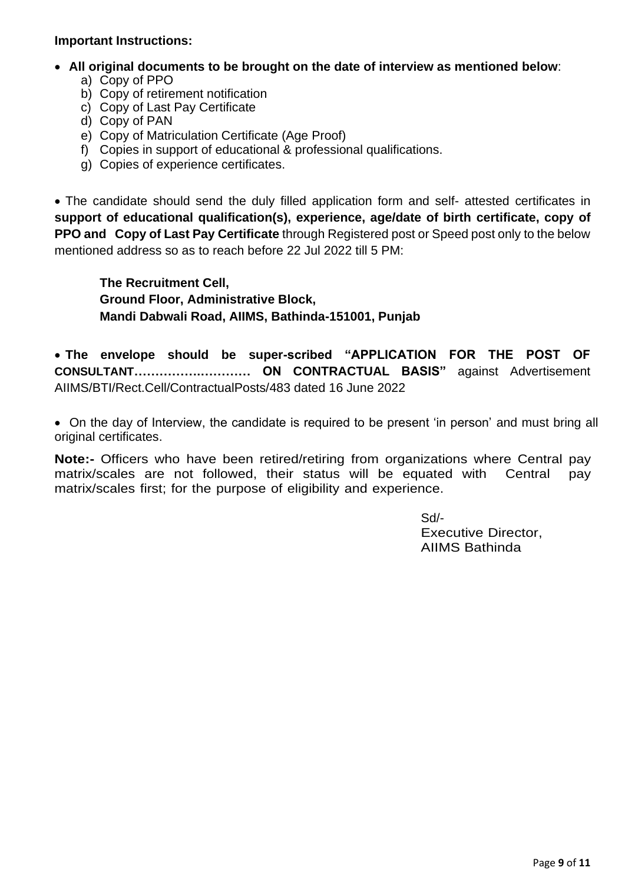**Important Instructions:**

- **All original documents to be brought on the date of interview as mentioned below**:
    a) Copy of PPO
    b) Copy of retirement notification
    c) Copy of Last Pay Certificate
    d) Copy of PAN
    e) Copy of Matriculation Certificate (Age Proof)
    f) Copies in support of educational & professional qualifications.
    g) Copies of experience certificates.

- The candidate should send the duly filled application form and self- attested certificates in **support of educational qualification(s), experience, age/date of birth certificate, copy of PPO and Copy of Last Pay Certificate** through Registered post or Speed post only to the below mentioned address so as to reach before 22 Jul 2022 till 5 PM:

  **The Recruitment Cell,**
  **Ground Floor, Administrative Block,**
  **Mandi Dabwali Road, AIIMS, Bathinda-151001, Punjab**

- **The envelope should be super-scribed "APPLICATION FOR THE POST OF CONSULTANT……………………… ON CONTRACTUAL BASIS"** against Advertisement AIIMS/BTI/Rect.Cell/ContractualPosts/483 dated 16 June 2022

- On the day of Interview, the candidate is required to be present 'in person' and must bring all original certificates.

**Note:-** Officers who have been retired/retiring from organizations where Central pay matrix/scales are not followed, their status will be equated with Central pay matrix/scales first; for the purpose of eligibility and experience.

Sd/-
Executive Director,
AIIMS Bathinda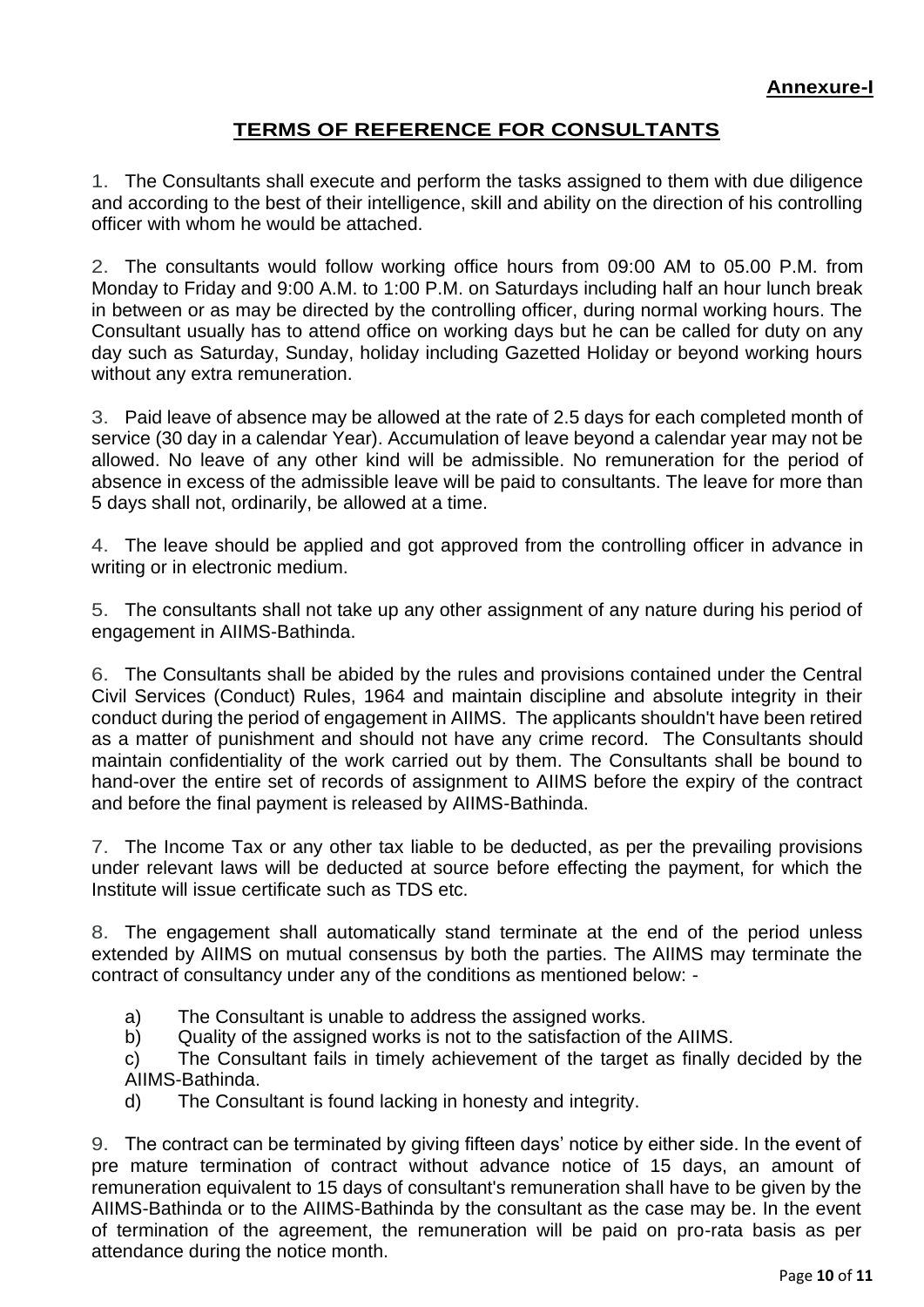**Annexure-I**

## TERMS OF REFERENCE FOR CONSULTANTS

1. The Consultants shall execute and perform the tasks assigned to them with due diligence and according to the best of their intelligence, skill and ability on the direction of his controlling officer with whom he would be attached.

2. The consultants would follow working office hours from 09:00 AM to 05.00 P.M. from Monday to Friday and 9:00 A.M. to 1:00 P.M. on Saturdays including half an hour lunch break in between or as may be directed by the controlling officer, during normal working hours. The Consultant usually has to attend office on working days but he can be called for duty on any day such as Saturday, Sunday, holiday including Gazetted Holiday or beyond working hours without any extra remuneration.

3. Paid leave of absence may be allowed at the rate of 2.5 days for each completed month of service (30 day in a calendar Year). Accumulation of leave beyond a calendar year may not be allowed. No leave of any other kind will be admissible. No remuneration for the period of absence in excess of the admissible leave will be paid to consultants. The leave for more than 5 days shall not, ordinarily, be allowed at a time.

4. The leave should be applied and got approved from the controlling officer in advance in writing or in electronic medium.

5. The consultants shall not take up any other assignment of any nature during his period of engagement in AIIMS-Bathinda.

6. The Consultants shall be abided by the rules and provisions contained under the Central Civil Services (Conduct) Rules, 1964 and maintain discipline and absolute integrity in their conduct during the period of engagement in AIIMS. The applicants shouldn't have been retired as a matter of punishment and should not have any crime record. The Consultants should maintain confidentiality of the work carried out by them. The Consultants shall be bound to hand-over the entire set of records of assignment to AIIMS before the expiry of the contract and before the final payment is released by AIIMS-Bathinda.

7. The Income Tax or any other tax liable to be deducted, as per the prevailing provisions under relevant laws will be deducted at source before effecting the payment, for which the Institute will issue certificate such as TDS etc.

8. The engagement shall automatically stand terminate at the end of the period unless extended by AIIMS on mutual consensus by both the parties. The AIIMS may terminate the contract of consultancy under any of the conditions as mentioned below: -

   a) The Consultant is unable to address the assigned works.
   b) Quality of the assigned works is not to the satisfaction of the AIIMS.
   c) The Consultant fails in timely achievement of the target as finally decided by the AIIMS-Bathinda.
   d) The Consultant is found lacking in honesty and integrity.

9. The contract can be terminated by giving fifteen days' notice by either side. In the event of pre mature termination of contract without advance notice of 15 days, an amount of remuneration equivalent to 15 days of consultant's remuneration shall have to be given by the AIIMS-Bathinda or to the AIIMS-Bathinda by the consultant as the case may be. In the event of termination of the agreement, the remuneration will be paid on pro-rata basis as per attendance during the notice month.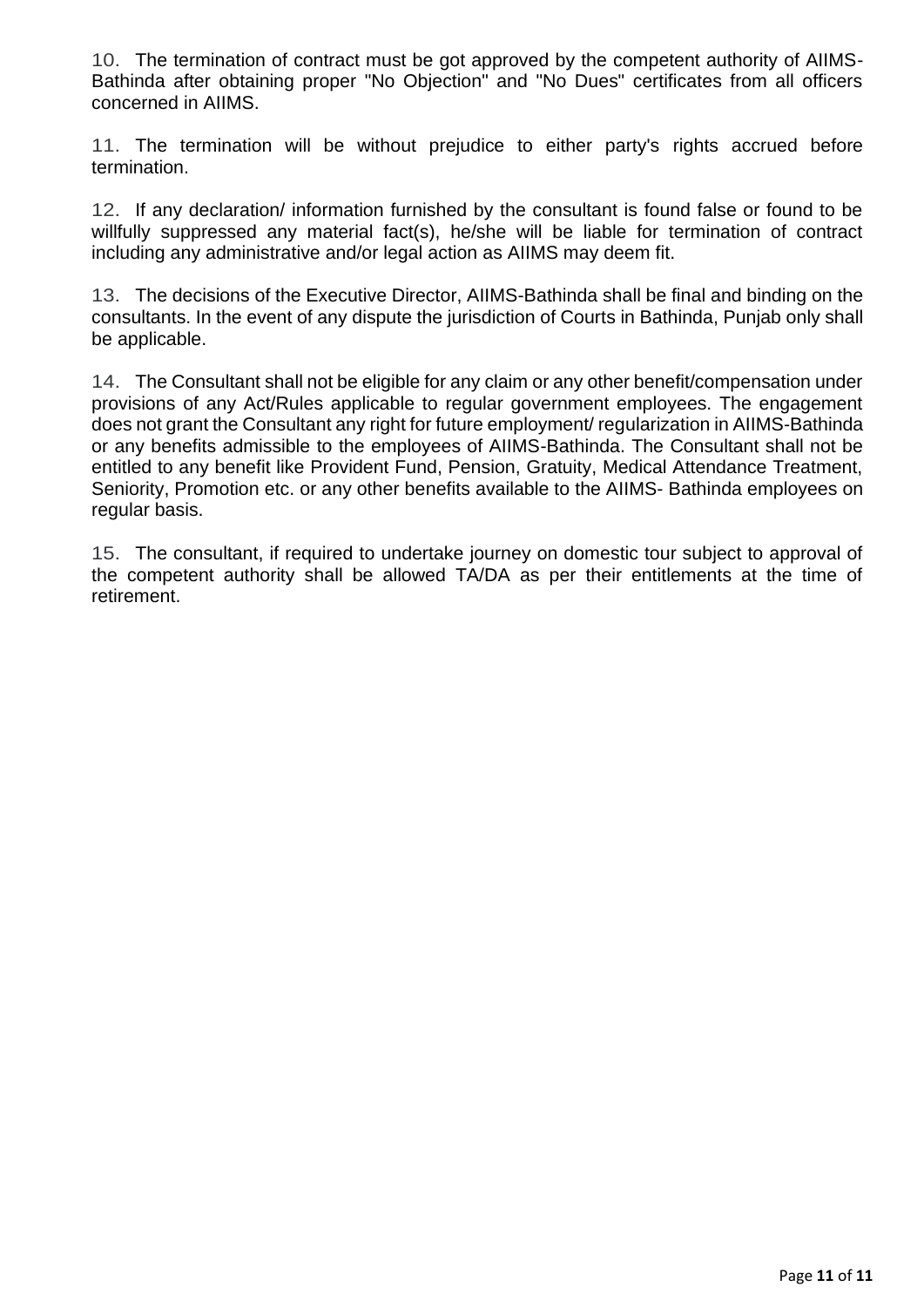10. The termination of contract must be got approved by the competent authority of AIIMS-Bathinda after obtaining proper "No Objection" and "No Dues" certificates from all officers concerned in AIIMS.

11. The termination will be without prejudice to either party's rights accrued before termination.

12. If any declaration/ information furnished by the consultant is found false or found to be willfully suppressed any material fact(s), he/she will be liable for termination of contract including any administrative and/or legal action as AIIMS may deem fit.

13. The decisions of the Executive Director, AIIMS-Bathinda shall be final and binding on the consultants. In the event of any dispute the jurisdiction of Courts in Bathinda, Punjab only shall be applicable.

14. The Consultant shall not be eligible for any claim or any other benefit/compensation under provisions of any Act/Rules applicable to regular government employees. The engagement does not grant the Consultant any right for future employment/ regularization in AIIMS-Bathinda or any benefits admissible to the employees of AIIMS-Bathinda. The Consultant shall not be entitled to any benefit like Provident Fund, Pension, Gratuity, Medical Attendance Treatment, Seniority, Promotion etc. or any other benefits available to the AIIMS- Bathinda employees on regular basis.

15. The consultant, if required to undertake journey on domestic tour subject to approval of the competent authority shall be allowed TA/DA as per their entitlements at the time of retirement.